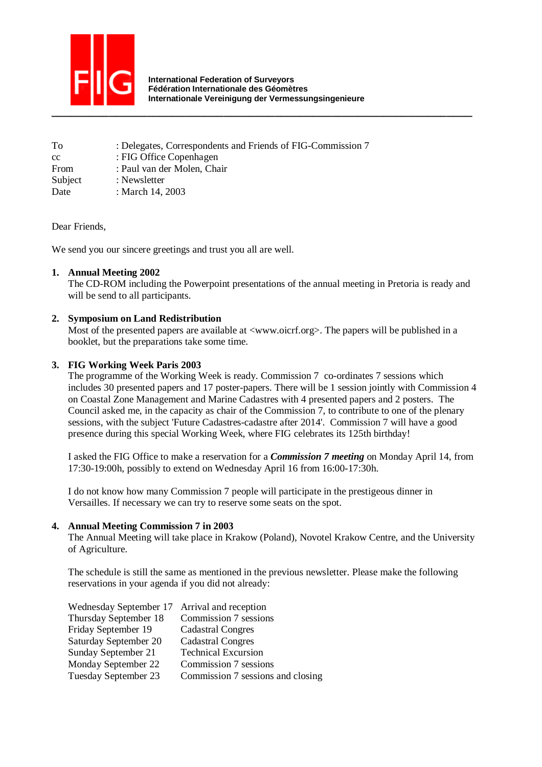**International Federation of Surveyors**
**Fédération Internationale des Géomètres**
**Internationale Vereinigung der Vermessungsingenieure**

---

| | |
|---|---|
| To | : Delegates, Correspondents and Friends of FIG-Commission 7 |
| cc | : FIG Office Copenhagen |
| From | : Paul van der Molen, Chair |
| Subject | : Newsletter |
| Date | : March 14, 2003 |

Dear Friends,

We send you our sincere greetings and trust you all are well.

1. **Annual Meeting 2002**
   The CD-ROM including the Powerpoint presentations of the annual meeting in Pretoria is ready and will be send to all participants.

2. **Symposium on Land Redistribution**
   Most of the presented papers are available at <www.oicrf.org>. The papers will be published in a booklet, but the preparations take some time.

3. **FIG Working Week Paris 2003**
   The programme of the Working Week is ready. Commission 7 co-ordinates 7 sessions which includes 30 presented papers and 17 poster-papers. There will be 1 session jointly with Commission 4 on Coastal Zone Management and Marine Cadastres with 4 presented papers and 2 posters. The Council asked me, in the capacity as chair of the Commission 7, to contribute to one of the plenary sessions, with the subject 'Future Cadastres-cadastre after 2014'. Commission 7 will have a good presence during this special Working Week, where FIG celebrates its 125th birthday!

   I asked the FIG Office to make a reservation for a ***Commission 7 meeting*** on Monday April 14, from 17:30-19:00h, possibly to extend on Wednesday April 16 from 16:00-17:30h.

   I do not know how many Commission 7 people will participate in the prestigeous dinner in Versailles. If necessary we can try to reserve some seats on the spot.

4. **Annual Meeting Commission 7 in 2003**
   The Annual Meeting will take place in Krakow (Poland), Novotel Krakow Centre, and the University of Agriculture.

   The schedule is still the same as mentioned in the previous newsletter. Please make the following reservations in your agenda if you did not already:

| | |
|---|---|
| Wednesday September 17 | Arrival and reception |
| Thursday September 18 | Commission 7 sessions |
| Friday September 19 | Cadastral Congres |
| Saturday September 20 | Cadastral Congres |
| Sunday September 21 | Technical Excursion |
| Monday September 22 | Commission 7 sessions |
| Tuesday September 23 | Commission 7 sessions and closing |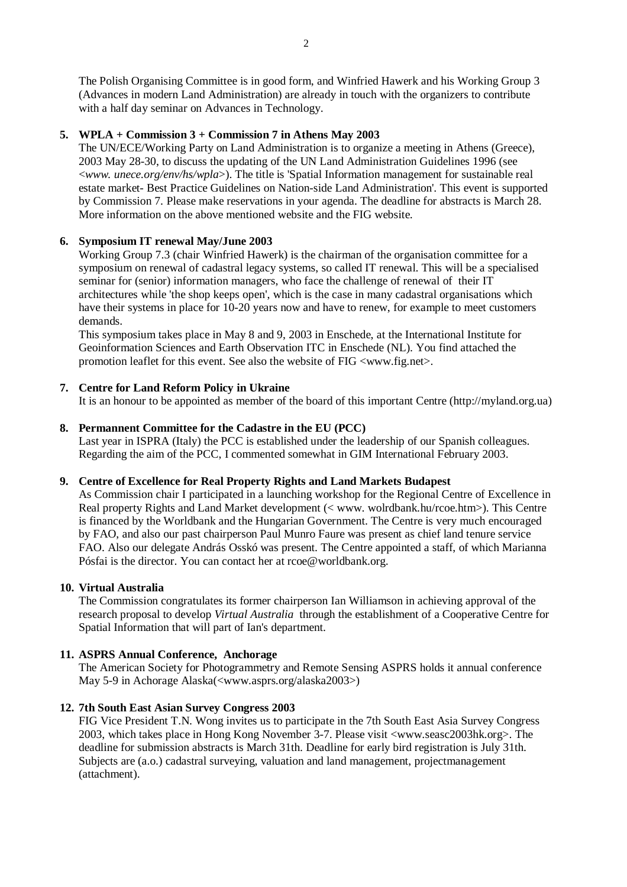The Polish Organising Committee is in good form, and Winfried Hawerk and his Working Group 3 (Advances in modern Land Administration) are already in touch with the organizers to contribute with a half day seminar on Advances in Technology.

5. **WPLA + Commission 3 + Commission 7 in Athens May 2003**
   The UN/ECE/Working Party on Land Administration is to organize a meeting in Athens (Greece), 2003 May 28-30, to discuss the updating of the UN Land Administration Guidelines 1996 (see <*www. unece.org/env/hs/wpla*>). The title is 'Spatial Information management for sustainable real estate market- Best Practice Guidelines on Nation-side Land Administration'. This event is supported by Commission 7. Please make reservations in your agenda. The deadline for abstracts is March 28. More information on the above mentioned website and the FIG website.

6. **Symposium IT renewal May/June 2003**
   Working Group 7.3 (chair Winfried Hawerk) is the chairman of the organisation committee for a symposium on renewal of cadastral legacy systems, so called IT renewal. This will be a specialised seminar for (senior) information managers, who face the challenge of renewal of their IT architectures while 'the shop keeps open', which is the case in many cadastral organisations which have their systems in place for 10-20 years now and have to renew, for example to meet customers demands.
   This symposium takes place in May 8 and 9, 2003 in Enschede, at the International Institute for Geoinformation Sciences and Earth Observation ITC in Enschede (NL). You find attached the promotion leaflet for this event. See also the website of FIG <www.fig.net>.

7. **Centre for Land Reform Policy in Ukraine**
   It is an honour to be appointed as member of the board of this important Centre (http://myland.org.ua)

8. **Permannent Committee for the Cadastre in the EU (PCC)**
   Last year in ISPRA (Italy) the PCC is established under the leadership of our Spanish colleagues. Regarding the aim of the PCC, I commented somewhat in GIM International February 2003.

9. **Centre of Excellence for Real Property Rights and Land Markets Budapest**
   As Commission chair I participated in a launching workshop for the Regional Centre of Excellence in Real property Rights and Land Market development (< www. wolrdbank.hu/rcoe.htm>). This Centre is financed by the Worldbank and the Hungarian Government. The Centre is very much encouraged by FAO, and also our past chairperson Paul Munro Faure was present as chief land tenure service FAO. Also our delegate András Osskó was present. The Centre appointed a staff, of which Marianna Pósfai is the director. You can contact her at rcoe@worldbank.org.

10. **Virtual Australia**
    The Commission congratulates its former chairperson Ian Williamson in achieving approval of the research proposal to develop *Virtual Australia* through the establishment of a Cooperative Centre for Spatial Information that will part of Ian's department.

11. **ASPRS Annual Conference, Anchorage**
    The American Society for Photogrammetry and Remote Sensing ASPRS holds it annual conference May 5-9 in Achorage Alaska(<www.asprs.org/alaska2003>)

12. **7th South East Asian Survey Congress 2003**
    FIG Vice President T.N. Wong invites us to participate in the 7th South East Asia Survey Congress 2003, which takes place in Hong Kong November 3-7. Please visit <www.seasc2003hk.org>. The deadline for submission abstracts is March 31th. Deadline for early bird registration is July 31th. Subjects are (a.o.) cadastral surveying, valuation and land management, projectmanagement (attachment).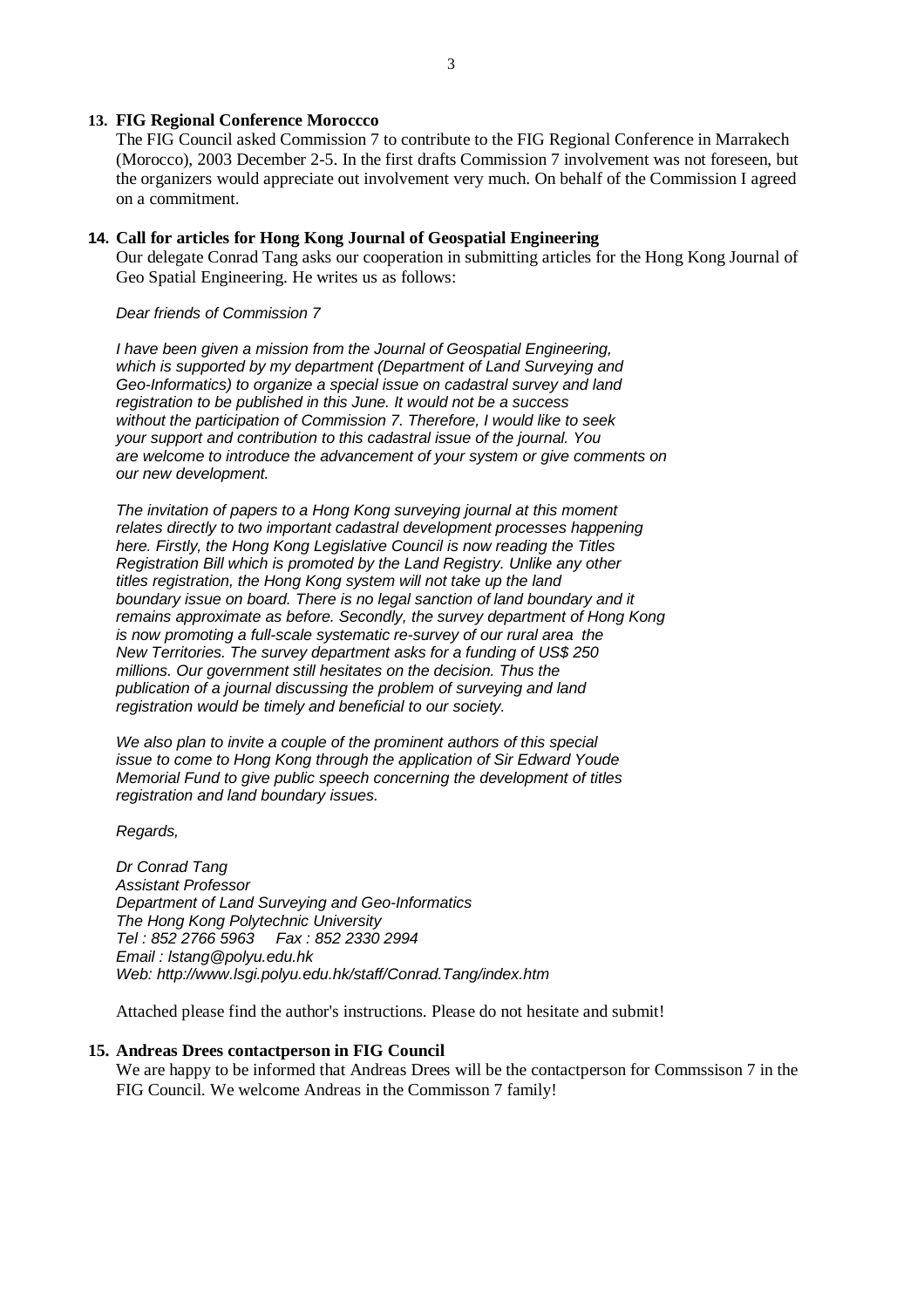**13. FIG Regional Conference Moroccco**

The FIG Council asked Commission 7 to contribute to the FIG Regional Conference in Marrakech (Morocco), 2003 December 2-5. In the first drafts Commission 7 involvement was not foreseen, but the organizers would appreciate out involvement very much. On behalf of the Commission I agreed on a commitment.

**14. Call for articles for Hong Kong Journal of Geospatial Engineering**

Our delegate Conrad Tang asks our cooperation in submitting articles for the Hong Kong Journal of Geo Spatial Engineering. He writes us as follows:

*Dear friends of Commission 7*

*I have been given a mission from the Journal of Geospatial Engineering, which is supported by my department (Department of Land Surveying and Geo-Informatics) to organize a special issue on cadastral survey and land registration to be published in this June. It would not be a success without the participation of Commission 7. Therefore, I would like to seek your support and contribution to this cadastral issue of the journal. You are welcome to introduce the advancement of your system or give comments on our new development.*

*The invitation of papers to a Hong Kong surveying journal at this moment relates directly to two important cadastral development processes happening here. Firstly, the Hong Kong Legislative Council is now reading the Titles Registration Bill which is promoted by the Land Registry. Unlike any other titles registration, the Hong Kong system will not take up the land boundary issue on board. There is no legal sanction of land boundary and it remains approximate as before. Secondly, the survey department of Hong Kong is now promoting a full-scale systematic re-survey of our rural area the New Territories. The survey department asks for a funding of US$ 250 millions. Our government still hesitates on the decision. Thus the publication of a journal discussing the problem of surveying and land registration would be timely and beneficial to our society.*

*We also plan to invite a couple of the prominent authors of this special issue to come to Hong Kong through the application of Sir Edward Youde Memorial Fund to give public speech concerning the development of titles registration and land boundary issues.*

*Regards,*

*Dr Conrad Tang*
*Assistant Professor*
*Department of Land Surveying and Geo-Informatics*
*The Hong Kong Polytechnic University*
*Tel : 852 2766 5963 Fax : 852 2330 2994*
*Email : lstang@polyu.edu.hk*
*Web: http://www.lsgi.polyu.edu.hk/staff/Conrad.Tang/index.htm*

Attached please find the author's instructions. Please do not hesitate and submit!

**15. Andreas Drees contactperson in FIG Council**

We are happy to be informed that Andreas Drees will be the contactperson for Commssison 7 in the FIG Council. We welcome Andreas in the Commisson 7 family!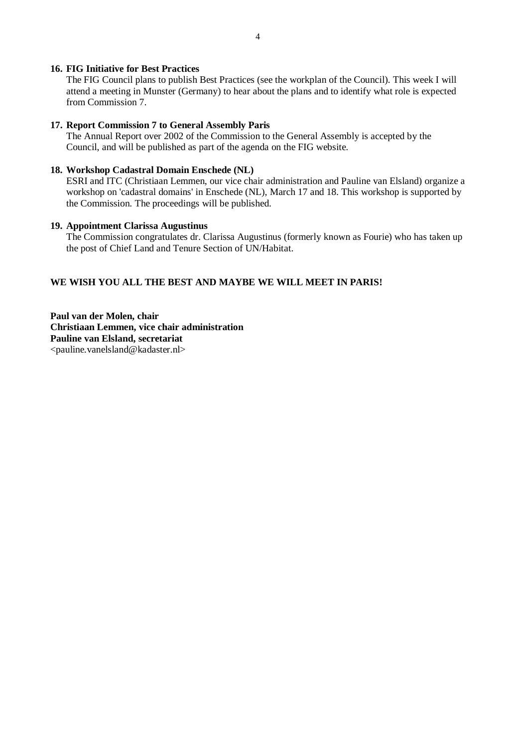**16. FIG Initiative for Best Practices**

The FIG Council plans to publish Best Practices (see the workplan of the Council). This week I will attend a meeting in Munster (Germany) to hear about the plans and to identify what role is expected from Commission 7.

**17. Report Commission 7 to General Assembly Paris**

The Annual Report over 2002 of the Commission to the General Assembly is accepted by the Council, and will be published as part of the agenda on the FIG website.

**18. Workshop Cadastral Domain Enschede (NL)**

ESRI and ITC (Christiaan Lemmen, our vice chair administration and Pauline van Elsland) organize a workshop on 'cadastral domains' in Enschede (NL), March 17 and 18. This workshop is supported by the Commission. The proceedings will be published.

**19. Appointment Clarissa Augustinus**

The Commission congratulates dr. Clarissa Augustinus (formerly known as Fourie) who has taken up the post of Chief Land and Tenure Section of UN/Habitat.

**WE WISH YOU ALL THE BEST AND MAYBE WE WILL MEET IN PARIS!**

**Paul van der Molen, chair**
**Christiaan Lemmen, vice chair administration**
**Pauline van Elsland, secretariat**
<pauline.vanelsland@kadaster.nl>